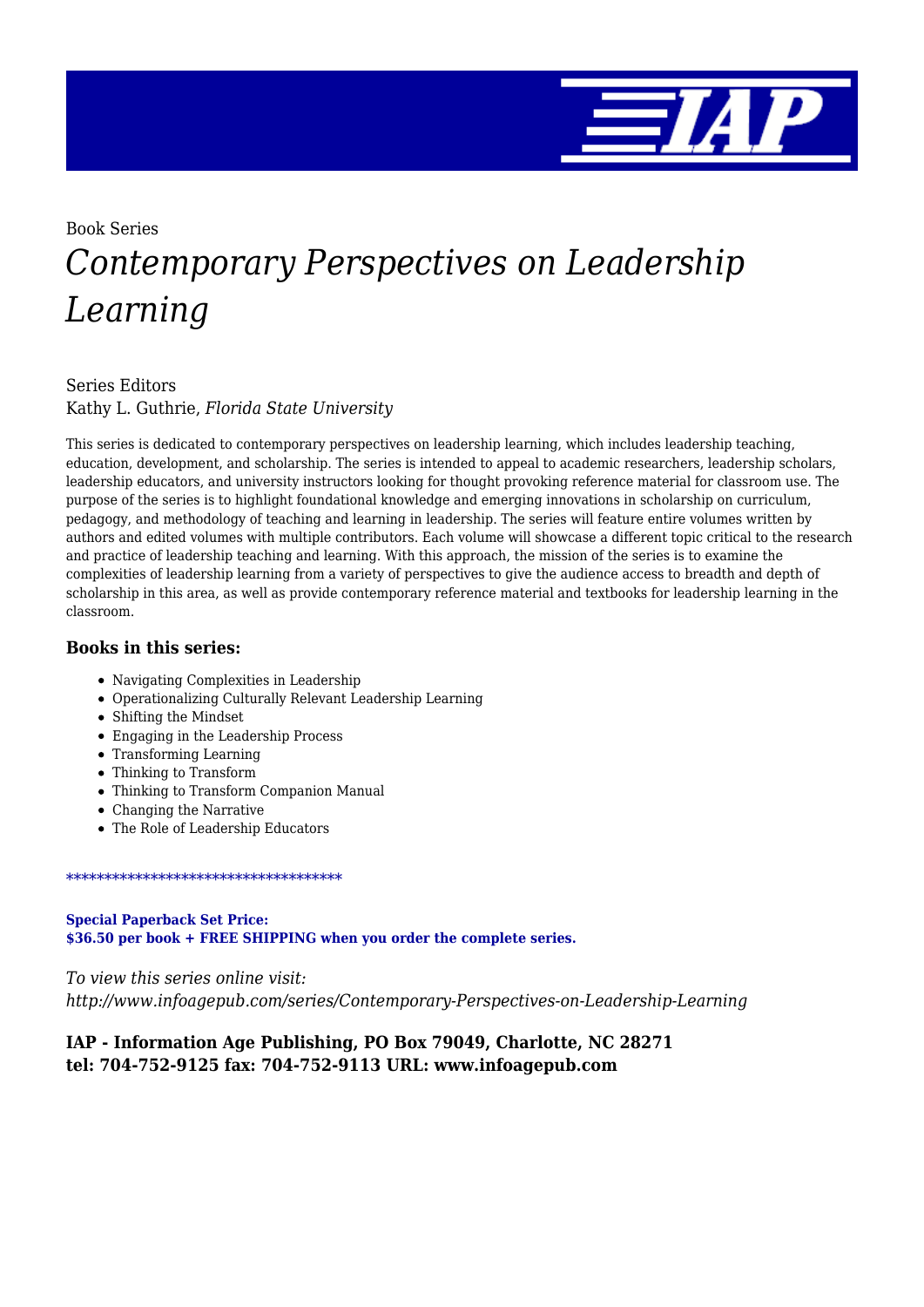Book Series

# *Contemporary Perspectives on Leadership Learning*

Series Editors
Kathy L. Guthrie, *Florida State University*

This series is dedicated to contemporary perspectives on leadership learning, which includes leadership teaching, education, development, and scholarship. The series is intended to appeal to academic researchers, leadership scholars, leadership educators, and university instructors looking for thought provoking reference material for classroom use. The purpose of the series is to highlight foundational knowledge and emerging innovations in scholarship on curriculum, pedagogy, and methodology of teaching and learning in leadership. The series will feature entire volumes written by authors and edited volumes with multiple contributors. Each volume will showcase a different topic critical to the research and practice of leadership teaching and learning. With this approach, the mission of the series is to examine the complexities of leadership learning from a variety of perspectives to give the audience access to breadth and depth of scholarship in this area, as well as provide contemporary reference material and textbooks for leadership learning in the classroom.

### Books in this series:

- Navigating Complexities in Leadership
- Operationalizing Culturally Relevant Leadership Learning
- Shifting the Mindset
- Engaging in the Leadership Process
- Transforming Learning
- Thinking to Transform
- Thinking to Transform Companion Manual
- Changing the Narrative
- The Role of Leadership Educators

************************************

**Special Paperback Set Price:**
**$36.50 per book + FREE SHIPPING when you order the complete series.**

*To view this series online visit:*
*http://www.infoagepub.com/series/Contemporary-Perspectives-on-Leadership-Learning*

**IAP - Information Age Publishing, PO Box 79049, Charlotte, NC 28271**
**tel: 704-752-9125 fax: 704-752-9113 URL: www.infoagepub.com**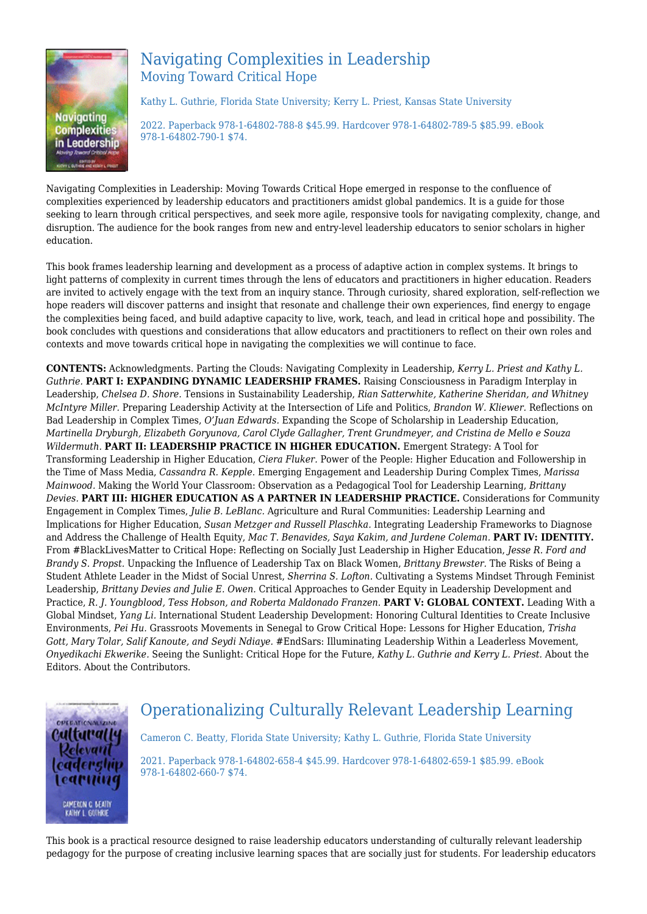## Navigating Complexities in Leadership
### Moving Toward Critical Hope

Kathy L. Guthrie, Florida State University; Kerry L. Priest, Kansas State University

2022. Paperback 978-1-64802-788-8 $45.99. Hardcover 978-1-64802-789-5 $85.99. eBook 978-1-64802-790-1 $74.

Navigating Complexities in Leadership: Moving Towards Critical Hope emerged in response to the confluence of complexities experienced by leadership educators and practitioners amidst global pandemics. It is a guide for those seeking to learn through critical perspectives, and seek more agile, responsive tools for navigating complexity, change, and disruption. The audience for the book ranges from new and entry-level leadership educators to senior scholars in higher education.

This book frames leadership learning and development as a process of adaptive action in complex systems. It brings to light patterns of complexity in current times through the lens of educators and practitioners in higher education. Readers are invited to actively engage with the text from an inquiry stance. Through curiosity, shared exploration, self-reflection we hope readers will discover patterns and insight that resonate and challenge their own experiences, find energy to engage the complexities being faced, and build adaptive capacity to live, work, teach, and lead in critical hope and possibility. The book concludes with questions and considerations that allow educators and practitioners to reflect on their own roles and contexts and move towards critical hope in navigating the complexities we will continue to face.

**CONTENTS:** Acknowledgments. Parting the Clouds: Navigating Complexity in Leadership, *Kerry L. Priest and Kathy L. Guthrie.* **PART I: EXPANDING DYNAMIC LEADERSHIP FRAMES.** Raising Consciousness in Paradigm Interplay in Leadership, *Chelsea D. Shore.* Tensions in Sustainability Leadership, *Rian Satterwhite, Katherine Sheridan, and Whitney McIntyre Miller.* Preparing Leadership Activity at the Intersection of Life and Politics, *Brandon W. Kliewer.* Reflections on Bad Leadership in Complex Times, *O'Juan Edwards.* Expanding the Scope of Scholarship in Leadership Education, *Martinella Dryburgh, Elizabeth Goryunova, Carol Clyde Gallagher, Trent Grundmeyer, and Cristina de Mello e Souza Wildermuth.* **PART II: LEADERSHIP PRACTICE IN HIGHER EDUCATION.** Emergent Strategy: A Tool for Transforming Leadership in Higher Education, *Ciera Fluker.* Power of the People: Higher Education and Followership in the Time of Mass Media, *Cassandra R. Kepple.* Emerging Engagement and Leadership During Complex Times, *Marissa Mainwood.* Making the World Your Classroom: Observation as a Pedagogical Tool for Leadership Learning, *Brittany Devies.* **PART III: HIGHER EDUCATION AS A PARTNER IN LEADERSHIP PRACTICE.** Considerations for Community Engagement in Complex Times, *Julie B. LeBlanc.* Agriculture and Rural Communities: Leadership Learning and Implications for Higher Education, *Susan Metzger and Russell Plaschka.* Integrating Leadership Frameworks to Diagnose and Address the Challenge of Health Equity, *Mac T. Benavides, Saya Kakim, and Jurdene Coleman.* **PART IV: IDENTITY.** From #BlackLivesMatter to Critical Hope: Reflecting on Socially Just Leadership in Higher Education, *Jesse R. Ford and Brandy S. Propst.* Unpacking the Influence of Leadership Tax on Black Women, *Brittany Brewster.* The Risks of Being a Student Athlete Leader in the Midst of Social Unrest, *Sherrina S. Lofton.* Cultivating a Systems Mindset Through Feminist Leadership, *Brittany Devies and Julie E. Owen.* Critical Approaches to Gender Equity in Leadership Development and Practice, *R. J. Youngblood, Tess Hobson, and Roberta Maldonado Franzen.* **PART V: GLOBAL CONTEXT.** Leading With a Global Mindset, *Yang Li.* International Student Leadership Development: Honoring Cultural Identities to Create Inclusive Environments, *Pei Hu.* Grassroots Movements in Senegal to Grow Critical Hope: Lessons for Higher Education, *Trisha Gott, Mary Tolar, Salif Kanoute, and Seydi Ndiaye.* #EndSars: Illuminating Leadership Within a Leaderless Movement, *Onyedikachi Ekwerike.* Seeing the Sunlight: Critical Hope for the Future, *Kathy L. Guthrie and Kerry L. Priest.* About the Editors. About the Contributors.

## Operationalizing Culturally Relevant Leadership Learning

Cameron C. Beatty, Florida State University; Kathy L. Guthrie, Florida State University

2021. Paperback 978-1-64802-658-4 $45.99. Hardcover 978-1-64802-659-1 $85.99. eBook 978-1-64802-660-7 $74.

This book is a practical resource designed to raise leadership educators understanding of culturally relevant leadership pedagogy for the purpose of creating inclusive learning spaces that are socially just for students. For leadership educators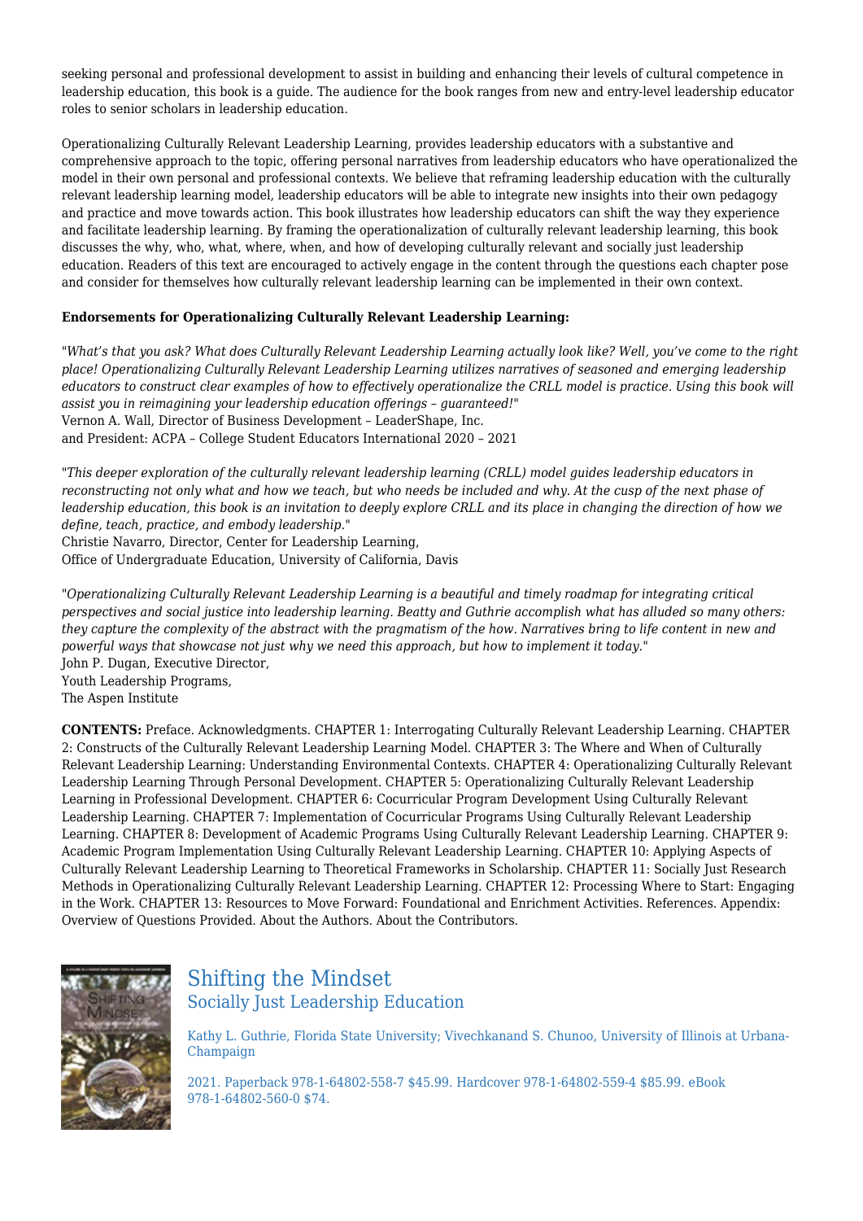seeking personal and professional development to assist in building and enhancing their levels of cultural competence in leadership education, this book is a guide. The audience for the book ranges from new and entry-level leadership educator roles to senior scholars in leadership education.

Operationalizing Culturally Relevant Leadership Learning, provides leadership educators with a substantive and comprehensive approach to the topic, offering personal narratives from leadership educators who have operationalized the model in their own personal and professional contexts. We believe that reframing leadership education with the culturally relevant leadership learning model, leadership educators will be able to integrate new insights into their own pedagogy and practice and move towards action. This book illustrates how leadership educators can shift the way they experience and facilitate leadership learning. By framing the operationalization of culturally relevant leadership learning, this book discusses the why, who, what, where, when, and how of developing culturally relevant and socially just leadership education. Readers of this text are encouraged to actively engage in the content through the questions each chapter pose and consider for themselves how culturally relevant leadership learning can be implemented in their own context.

**Endorsements for Operationalizing Culturally Relevant Leadership Learning:**

"*What's that you ask? What does Culturally Relevant Leadership Learning actually look like? Well, you've come to the right place! Operationalizing Culturally Relevant Leadership Learning utilizes narratives of seasoned and emerging leadership educators to construct clear examples of how to effectively operationalize the CRLL model is practice. Using this book will assist you in reimagining your leadership education offerings – guaranteed!*"
Vernon A. Wall, Director of Business Development – LeaderShape, Inc.
and President: ACPA – College Student Educators International 2020 – 2021

"*This deeper exploration of the culturally relevant leadership learning (CRLL) model guides leadership educators in reconstructing not only what and how we teach, but who needs be included and why. At the cusp of the next phase of leadership education, this book is an invitation to deeply explore CRLL and its place in changing the direction of how we define, teach, practice, and embody leadership.*"
Christie Navarro, Director, Center for Leadership Learning,
Office of Undergraduate Education, University of California, Davis

"*Operationalizing Culturally Relevant Leadership Learning is a beautiful and timely roadmap for integrating critical perspectives and social justice into leadership learning. Beatty and Guthrie accomplish what has alluded so many others: they capture the complexity of the abstract with the pragmatism of the how. Narratives bring to life content in new and powerful ways that showcase not just why we need this approach, but how to implement it today.*"
John P. Dugan, Executive Director,
Youth Leadership Programs,
The Aspen Institute

**CONTENTS:** Preface. Acknowledgments. CHAPTER 1: Interrogating Culturally Relevant Leadership Learning. CHAPTER 2: Constructs of the Culturally Relevant Leadership Learning Model. CHAPTER 3: The Where and When of Culturally Relevant Leadership Learning: Understanding Environmental Contexts. CHAPTER 4: Operationalizing Culturally Relevant Leadership Learning Through Personal Development. CHAPTER 5: Operationalizing Culturally Relevant Leadership Learning in Professional Development. CHAPTER 6: Cocurricular Program Development Using Culturally Relevant Leadership Learning. CHAPTER 7: Implementation of Cocurricular Programs Using Culturally Relevant Leadership Learning. CHAPTER 8: Development of Academic Programs Using Culturally Relevant Leadership Learning. CHAPTER 9: Academic Program Implementation Using Culturally Relevant Leadership Learning. CHAPTER 10: Applying Aspects of Culturally Relevant Leadership Learning to Theoretical Frameworks in Scholarship. CHAPTER 11: Socially Just Research Methods in Operationalizing Culturally Relevant Leadership Learning. CHAPTER 12: Processing Where to Start: Engaging in the Work. CHAPTER 13: Resources to Move Forward: Foundational and Enrichment Activities. References. Appendix: Overview of Questions Provided. About the Authors. About the Contributors.

## Shifting the Mindset
### Socially Just Leadership Education

Kathy L. Guthrie, Florida State University; Vivechkanand S. Chunoo, University of Illinois at Urbana-Champaign

2021. Paperback 978-1-64802-558-7 $45.99. Hardcover 978-1-64802-559-4 $85.99. eBook 978-1-64802-560-0 $74.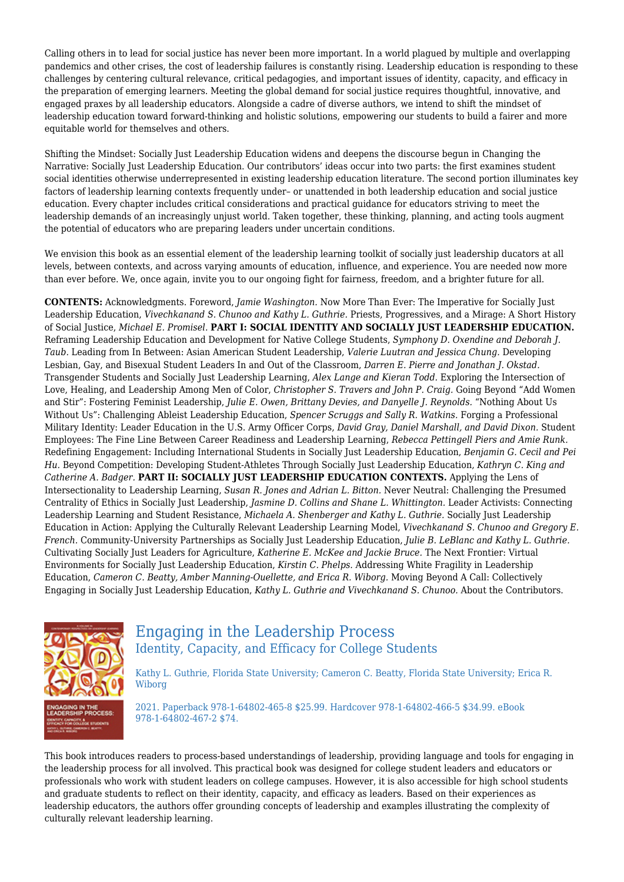Calling others in to lead for social justice has never been more important. In a world plagued by multiple and overlapping pandemics and other crises, the cost of leadership failures is constantly rising. Leadership education is responding to these challenges by centering cultural relevance, critical pedagogies, and important issues of identity, capacity, and efficacy in the preparation of emerging learners. Meeting the global demand for social justice requires thoughtful, innovative, and engaged praxes by all leadership educators. Alongside a cadre of diverse authors, we intend to shift the mindset of leadership education toward forward-thinking and holistic solutions, empowering our students to build a fairer and more equitable world for themselves and others.

Shifting the Mindset: Socially Just Leadership Education widens and deepens the discourse begun in Changing the Narrative: Socially Just Leadership Education. Our contributors' ideas occur into two parts: the first examines student social identities otherwise underrepresented in existing leadership education literature. The second portion illuminates key factors of leadership learning contexts frequently under– or unattended in both leadership education and social justice education. Every chapter includes critical considerations and practical guidance for educators striving to meet the leadership demands of an increasingly unjust world. Taken together, these thinking, planning, and acting tools augment the potential of educators who are preparing leaders under uncertain conditions.

We envision this book as an essential element of the leadership learning toolkit of socially just leadership ducators at all levels, between contexts, and across varying amounts of education, influence, and experience. You are needed now more than ever before. We, once again, invite you to our ongoing fight for fairness, freedom, and a brighter future for all.

**CONTENTS:** Acknowledgments. Foreword, *Jamie Washington.* Now More Than Ever: The Imperative for Socially Just Leadership Education, *Vivechkanand S. Chunoo and Kathy L. Guthrie.* Priests, Progressives, and a Mirage: A Short History of Social Justice, *Michael E. Promisel.* **PART I: SOCIAL IDENTITY AND SOCIALLY JUST LEADERSHIP EDUCATION.** Reframing Leadership Education and Development for Native College Students, *Symphony D. Oxendine and Deborah J. Taub.* Leading from In Between: Asian American Student Leadership, *Valerie Luutran and Jessica Chung.* Developing Lesbian, Gay, and Bisexual Student Leaders In and Out of the Classroom, *Darren E. Pierre and Jonathan J. Okstad.* Transgender Students and Socially Just Leadership Learning, *Alex Lange and Kieran Todd.* Exploring the Intersection of Love, Healing, and Leadership Among Men of Color, *Christopher S. Travers and John P. Craig.* Going Beyond "Add Women and Stir": Fostering Feminist Leadership, *Julie E. Owen, Brittany Devies, and Danyelle J. Reynolds.* "Nothing About Us Without Us": Challenging Ableist Leadership Education, *Spencer Scruggs and Sally R. Watkins.* Forging a Professional Military Identity: Leader Education in the U.S. Army Officer Corps, *David Gray, Daniel Marshall, and David Dixon.* Student Employees: The Fine Line Between Career Readiness and Leadership Learning, *Rebecca Pettingell Piers and Amie Runk.* Redefining Engagement: Including International Students in Socially Just Leadership Education, *Benjamin G. Cecil and Pei Hu.* Beyond Competition: Developing Student-Athletes Through Socially Just Leadership Education, *Kathryn C. King and Catherine A. Badger.* **PART II: SOCIALLY JUST LEADERSHIP EDUCATION CONTEXTS.** Applying the Lens of Intersectionality to Leadership Learning, *Susan R. Jones and Adrian L. Bitton.* Never Neutral: Challenging the Presumed Centrality of Ethics in Socially Just Leadership, *Jasmine D. Collins and Shane L. Whittington.* Leader Activists: Connecting Leadership Learning and Student Resistance, *Michaela A. Shenberger and Kathy L. Guthrie.* Socially Just Leadership Education in Action: Applying the Culturally Relevant Leadership Learning Model, *Vivechkanand S. Chunoo and Gregory E. French.* Community-University Partnerships as Socially Just Leadership Education, *Julie B. LeBlanc and Kathy L. Guthrie.* Cultivating Socially Just Leaders for Agriculture, *Katherine E. McKee and Jackie Bruce.* The Next Frontier: Virtual Environments for Socially Just Leadership Education, *Kirstin C. Phelps.* Addressing White Fragility in Leadership Education, *Cameron C. Beatty, Amber Manning-Ouellette, and Erica R. Wiborg.* Moving Beyond A Call: Collectively Engaging in Socially Just Leadership Education, *Kathy L. Guthrie and Vivechkanand S. Chunoo.* About the Contributors.

## Engaging in the Leadership Process
### Identity, Capacity, and Efficacy for College Students

Kathy L. Guthrie, Florida State University; Cameron C. Beatty, Florida State University; Erica R. Wiborg

2021. Paperback 978-1-64802-465-8 $25.99. Hardcover 978-1-64802-466-5 $34.99. eBook 978-1-64802-467-2 $74.

This book introduces readers to process-based understandings of leadership, providing language and tools for engaging in the leadership process for all involved. This practical book was designed for college student leaders and educators or professionals who work with student leaders on college campuses. However, it is also accessible for high school students and graduate students to reflect on their identity, capacity, and efficacy as leaders. Based on their experiences as leadership educators, the authors offer grounding concepts of leadership and examples illustrating the complexity of culturally relevant leadership learning.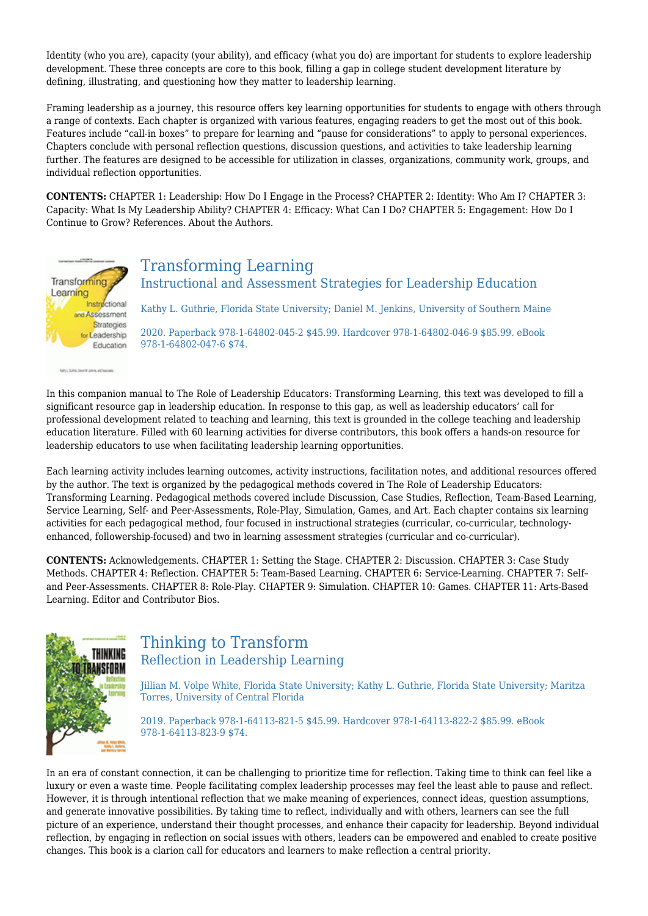Identity (who you are), capacity (your ability), and efficacy (what you do) are important for students to explore leadership development. These three concepts are core to this book, filling a gap in college student development literature by defining, illustrating, and questioning how they matter to leadership learning.

Framing leadership as a journey, this resource offers key learning opportunities for students to engage with others through a range of contexts. Each chapter is organized with various features, engaging readers to get the most out of this book. Features include "call-in boxes" to prepare for learning and "pause for considerations" to apply to personal experiences. Chapters conclude with personal reflection questions, discussion questions, and activities to take leadership learning further. The features are designed to be accessible for utilization in classes, organizations, community work, groups, and individual reflection opportunities.

**CONTENTS:** CHAPTER 1: Leadership: How Do I Engage in the Process? CHAPTER 2: Identity: Who Am I? CHAPTER 3: Capacity: What Is My Leadership Ability? CHAPTER 4: Efficacy: What Can I Do? CHAPTER 5: Engagement: How Do I Continue to Grow? References. About the Authors.

## Transforming Learning

### Instructional and Assessment Strategies for Leadership Education

Kathy L. Guthrie, Florida State University; Daniel M. Jenkins, University of Southern Maine

2020. Paperback 978-1-64802-045-2 $45.99. Hardcover 978-1-64802-046-9 $85.99. eBook 978-1-64802-047-6 $74.

In this companion manual to The Role of Leadership Educators: Transforming Learning, this text was developed to fill a significant resource gap in leadership education. In response to this gap, as well as leadership educators' call for professional development related to teaching and learning, this text is grounded in the college teaching and leadership education literature. Filled with 60 learning activities for diverse contributors, this book offers a hands-on resource for leadership educators to use when facilitating leadership learning opportunities.

Each learning activity includes learning outcomes, activity instructions, facilitation notes, and additional resources offered by the author. The text is organized by the pedagogical methods covered in The Role of Leadership Educators: Transforming Learning. Pedagogical methods covered include Discussion, Case Studies, Reflection, Team-Based Learning, Service Learning, Self- and Peer-Assessments, Role-Play, Simulation, Games, and Art. Each chapter contains six learning activities for each pedagogical method, four focused in instructional strategies (curricular, co-curricular, technology-enhanced, followership-focused) and two in learning assessment strategies (curricular and co-curricular).

**CONTENTS:** Acknowledgements. CHAPTER 1: Setting the Stage. CHAPTER 2: Discussion. CHAPTER 3: Case Study Methods. CHAPTER 4: Reflection. CHAPTER 5: Team-Based Learning. CHAPTER 6: Service-Learning. CHAPTER 7: Self– and Peer-Assessments. CHAPTER 8: Role-Play. CHAPTER 9: Simulation. CHAPTER 10: Games. CHAPTER 11: Arts-Based Learning. Editor and Contributor Bios.

## Thinking to Transform

### Reflection in Leadership Learning

Jillian M. Volpe White, Florida State University; Kathy L. Guthrie, Florida State University; Maritza Torres, University of Central Florida

2019. Paperback 978-1-64113-821-5 $45.99. Hardcover 978-1-64113-822-2 $85.99. eBook 978-1-64113-823-9 $74.

In an era of constant connection, it can be challenging to prioritize time for reflection. Taking time to think can feel like a luxury or even a waste time. People facilitating complex leadership processes may feel the least able to pause and reflect. However, it is through intentional reflection that we make meaning of experiences, connect ideas, question assumptions, and generate innovative possibilities. By taking time to reflect, individually and with others, learners can see the full picture of an experience, understand their thought processes, and enhance their capacity for leadership. Beyond individual reflection, by engaging in reflection on social issues with others, leaders can be empowered and enabled to create positive changes. This book is a clarion call for educators and learners to make reflection a central priority.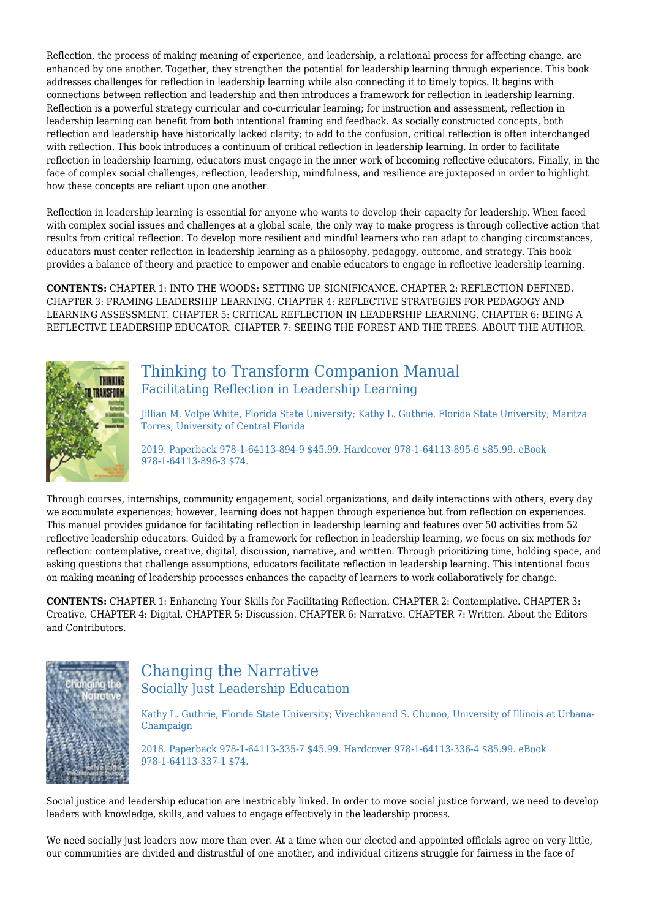Reflection, the process of making meaning of experience, and leadership, a relational process for affecting change, are enhanced by one another. Together, they strengthen the potential for leadership learning through experience. This book addresses challenges for reflection in leadership learning while also connecting it to timely topics. It begins with connections between reflection and leadership and then introduces a framework for reflection in leadership learning. Reflection is a powerful strategy curricular and co-curricular learning; for instruction and assessment, reflection in leadership learning can benefit from both intentional framing and feedback. As socially constructed concepts, both reflection and leadership have historically lacked clarity; to add to the confusion, critical reflection is often interchanged with reflection. This book introduces a continuum of critical reflection in leadership learning. In order to facilitate reflection in leadership learning, educators must engage in the inner work of becoming reflective educators. Finally, in the face of complex social challenges, reflection, leadership, mindfulness, and resilience are juxtaposed in order to highlight how these concepts are reliant upon one another.

Reflection in leadership learning is essential for anyone who wants to develop their capacity for leadership. When faced with complex social issues and challenges at a global scale, the only way to make progress is through collective action that results from critical reflection. To develop more resilient and mindful learners who can adapt to changing circumstances, educators must center reflection in leadership learning as a philosophy, pedagogy, outcome, and strategy. This book provides a balance of theory and practice to empower and enable educators to engage in reflective leadership learning.

**CONTENTS:** CHAPTER 1: INTO THE WOODS: SETTING UP SIGNIFICANCE. CHAPTER 2: REFLECTION DEFINED. CHAPTER 3: FRAMING LEADERSHIP LEARNING. CHAPTER 4: REFLECTIVE STRATEGIES FOR PEDAGOGY AND LEARNING ASSESSMENT. CHAPTER 5: CRITICAL REFLECTION IN LEADERSHIP LEARNING. CHAPTER 6: BEING A REFLECTIVE LEADERSHIP EDUCATOR. CHAPTER 7: SEEING THE FOREST AND THE TREES. ABOUT THE AUTHOR.

## Thinking to Transform Companion Manual
### Facilitating Reflection in Leadership Learning

Jillian M. Volpe White, Florida State University; Kathy L. Guthrie, Florida State University; Maritza Torres, University of Central Florida

2019. Paperback 978-1-64113-894-9 $45.99. Hardcover 978-1-64113-895-6 $85.99. eBook 978-1-64113-896-3 $74.

Through courses, internships, community engagement, social organizations, and daily interactions with others, every day we accumulate experiences; however, learning does not happen through experience but from reflection on experiences. This manual provides guidance for facilitating reflection in leadership learning and features over 50 activities from 52 reflective leadership educators. Guided by a framework for reflection in leadership learning, we focus on six methods for reflection: contemplative, creative, digital, discussion, narrative, and written. Through prioritizing time, holding space, and asking questions that challenge assumptions, educators facilitate reflection in leadership learning. This intentional focus on making meaning of leadership processes enhances the capacity of learners to work collaboratively for change.

**CONTENTS:** CHAPTER 1: Enhancing Your Skills for Facilitating Reflection. CHAPTER 2: Contemplative. CHAPTER 3: Creative. CHAPTER 4: Digital. CHAPTER 5: Discussion. CHAPTER 6: Narrative. CHAPTER 7: Written. About the Editors and Contributors.

## Changing the Narrative
### Socially Just Leadership Education

Kathy L. Guthrie, Florida State University; Vivechkanand S. Chunoo, University of Illinois at Urbana-Champaign

2018. Paperback 978-1-64113-335-7 $45.99. Hardcover 978-1-64113-336-4 $85.99. eBook 978-1-64113-337-1 $74.

Social justice and leadership education are inextricably linked. In order to move social justice forward, we need to develop leaders with knowledge, skills, and values to engage effectively in the leadership process.

We need socially just leaders now more than ever. At a time when our elected and appointed officials agree on very little, our communities are divided and distrustful of one another, and individual citizens struggle for fairness in the face of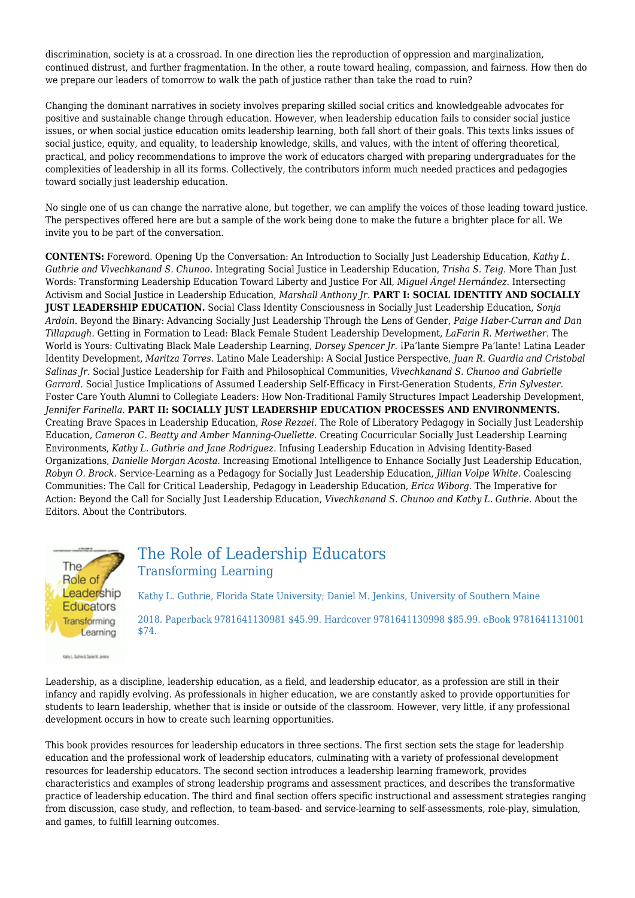discrimination, society is at a crossroad. In one direction lies the reproduction of oppression and marginalization, continued distrust, and further fragmentation. In the other, a route toward healing, compassion, and fairness. How then do we prepare our leaders of tomorrow to walk the path of justice rather than take the road to ruin?

Changing the dominant narratives in society involves preparing skilled social critics and knowledgeable advocates for positive and sustainable change through education. However, when leadership education fails to consider social justice issues, or when social justice education omits leadership learning, both fall short of their goals. This texts links issues of social justice, equity, and equality, to leadership knowledge, skills, and values, with the intent of offering theoretical, practical, and policy recommendations to improve the work of educators charged with preparing undergraduates for the complexities of leadership in all its forms. Collectively, the contributors inform much needed practices and pedagogies toward socially just leadership education.

No single one of us can change the narrative alone, but together, we can amplify the voices of those leading toward justice. The perspectives offered here are but a sample of the work being done to make the future a brighter place for all. We invite you to be part of the conversation.

**CONTENTS:** Foreword. Opening Up the Conversation: An Introduction to Socially Just Leadership Education, *Kathy L. Guthrie and Vivechkanand S. Chunoo.* Integrating Social Justice in Leadership Education, *Trisha S. Teig.* More Than Just Words: Transforming Leadership Education Toward Liberty and Justice For All, *Miguel Ángel Hernández.* Intersecting Activism and Social Justice in Leadership Education, *Marshall Anthony Jr.* **PART I: SOCIAL IDENTITY AND SOCIALLY JUST LEADERSHIP EDUCATION.** Social Class Identity Consciousness in Socially Just Leadership Education, *Sonja Ardoin.* Beyond the Binary: Advancing Socially Just Leadership Through the Lens of Gender, *Paige Haber-Curran and Dan Tillapaugh.* Getting in Formation to Lead: Black Female Student Leadership Development, *LaFarin R. Meriwether.* The World is Yours: Cultivating Black Male Leadership Learning, *Dorsey Spencer Jr.* ¡Pa'lante Siempre Pa'lante! Latina Leader Identity Development, *Maritza Torres.* Latino Male Leadership: A Social Justice Perspective, *Juan R. Guardia and Cristobal Salinas Jr.* Social Justice Leadership for Faith and Philosophical Communities, *Vivechkanand S. Chunoo and Gabrielle Garrard.* Social Justice Implications of Assumed Leadership Self-Efficacy in First-Generation Students, *Erin Sylvester.* Foster Care Youth Alumni to Collegiate Leaders: How Non-Traditional Family Structures Impact Leadership Development, *Jennifer Farinella.* **PART II: SOCIALLY JUST LEADERSHIP EDUCATION PROCESSES AND ENVIRONMENTS.** Creating Brave Spaces in Leadership Education, *Rose Rezaei.* The Role of Liberatory Pedagogy in Socially Just Leadership Education, *Cameron C. Beatty and Amber Manning-Ouellette.* Creating Cocurricular Socially Just Leadership Learning Environments, *Kathy L. Guthrie and Jane Rodriguez.* Infusing Leadership Education in Advising Identity-Based Organizations, *Danielle Morgan Acosta.* Increasing Emotional Intelligence to Enhance Socially Just Leadership Education, *Robyn O. Brock.* Service-Learning as a Pedagogy for Socially Just Leadership Education, *Jillian Volpe White.* Coalescing Communities: The Call for Critical Leadership, Pedagogy in Leadership Education, *Erica Wiborg.* The Imperative for Action: Beyond the Call for Socially Just Leadership Education, *Vivechkanand S. Chunoo and Kathy L. Guthrie.* About the Editors. About the Contributors.

## The Role of Leadership Educators
### Transforming Learning

Kathy L. Guthrie, Florida State University; Daniel M. Jenkins, University of Southern Maine

2018. Paperback 9781641130981 $45.99. Hardcover 9781641130998 $85.99. eBook 9781641131001 $74.

Leadership, as a discipline, leadership education, as a field, and leadership educator, as a profession are still in their infancy and rapidly evolving. As professionals in higher education, we are constantly asked to provide opportunities for students to learn leadership, whether that is inside or outside of the classroom. However, very little, if any professional development occurs in how to create such learning opportunities.

This book provides resources for leadership educators in three sections. The first section sets the stage for leadership education and the professional work of leadership educators, culminating with a variety of professional development resources for leadership educators. The second section introduces a leadership learning framework, provides characteristics and examples of strong leadership programs and assessment practices, and describes the transformative practice of leadership education. The third and final section offers specific instructional and assessment strategies ranging from discussion, case study, and reflection, to team-based- and service-learning to self-assessments, role-play, simulation, and games, to fulfill learning outcomes.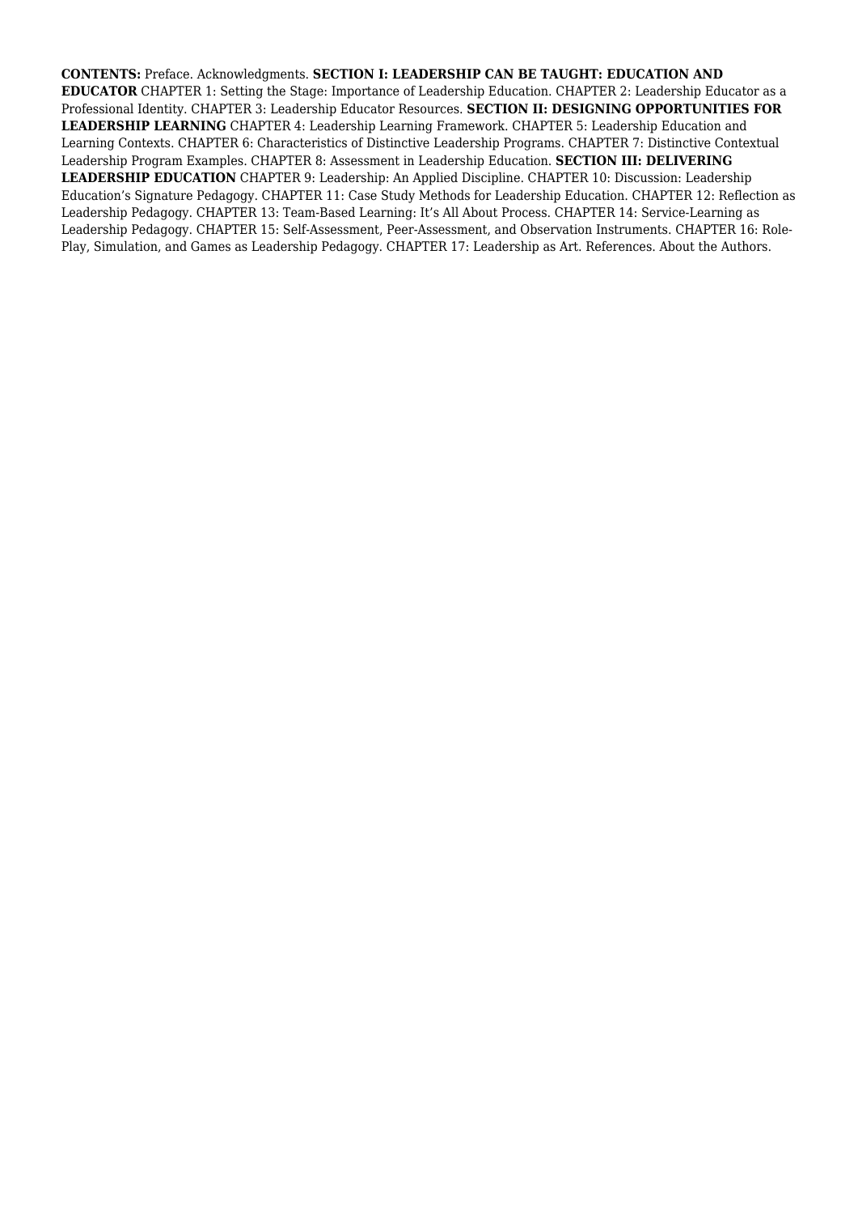**CONTENTS:** Preface. Acknowledgments. **SECTION I: LEADERSHIP CAN BE TAUGHT: EDUCATION AND EDUCATOR** CHAPTER 1: Setting the Stage: Importance of Leadership Education. CHAPTER 2: Leadership Educator as a Professional Identity. CHAPTER 3: Leadership Educator Resources. **SECTION II: DESIGNING OPPORTUNITIES FOR LEADERSHIP LEARNING** CHAPTER 4: Leadership Learning Framework. CHAPTER 5: Leadership Education and Learning Contexts. CHAPTER 6: Characteristics of Distinctive Leadership Programs. CHAPTER 7: Distinctive Contextual Leadership Program Examples. CHAPTER 8: Assessment in Leadership Education. **SECTION III: DELIVERING LEADERSHIP EDUCATION** CHAPTER 9: Leadership: An Applied Discipline. CHAPTER 10: Discussion: Leadership Education's Signature Pedagogy. CHAPTER 11: Case Study Methods for Leadership Education. CHAPTER 12: Reflection as Leadership Pedagogy. CHAPTER 13: Team-Based Learning: It's All About Process. CHAPTER 14: Service-Learning as Leadership Pedagogy. CHAPTER 15: Self-Assessment, Peer-Assessment, and Observation Instruments. CHAPTER 16: Role-Play, Simulation, and Games as Leadership Pedagogy. CHAPTER 17: Leadership as Art. References. About the Authors.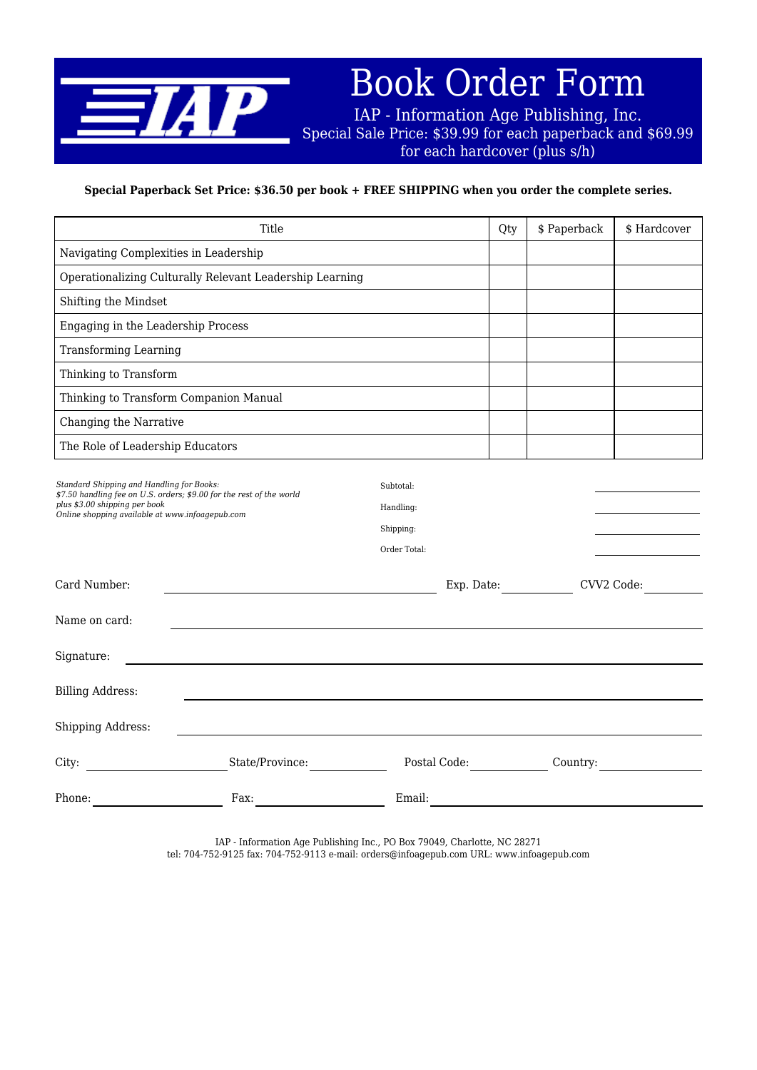# Book Order Form

IAP - Information Age Publishing, Inc.
Special Sale Price: $39.99 for each paperback and $69.99 for each hardcover (plus s/h)

**Special Paperback Set Price: $36.50 per book + FREE SHIPPING when you order the complete series.**

| Title | Qty | $ Paperback | $ Hardcover |
|---|---|---|---|
| Navigating Complexities in Leadership | | | |
| Operationalizing Culturally Relevant Leadership Learning | | | |
| Shifting the Mindset | | | |
| Engaging in the Leadership Process | | | |
| Transforming Learning | | | |
| Thinking to Transform | | | |
| Thinking to Transform Companion Manual | | | |
| Changing the Narrative | | | |
| The Role of Leadership Educators | | | |

*Standard Shipping and Handling for Books:*
*$7.50 handling fee on U.S. orders; $9.00 for the rest of the world*
*plus $3.00 shipping per book*
*Online shopping available at www.infoagepub.com*

Subtotal: ____________

Handling: ____________

Shipping: ____________

Order Total: ____________

Card Number: ______________________ Exp. Date: __________ CVV2 Code: __________

Name on card: ______________________

Signature: ______________________

Billing Address: ______________________

Shipping Address: ______________________

City: __________ State/Province: __________ Postal Code: __________ Country: __________

Phone: __________ Fax: __________ Email: __________

IAP - Information Age Publishing Inc., PO Box 79049, Charlotte, NC 28271
tel: 704-752-9125 fax: 704-752-9113 e-mail: orders@infoagepub.com URL: www.infoagepub.com